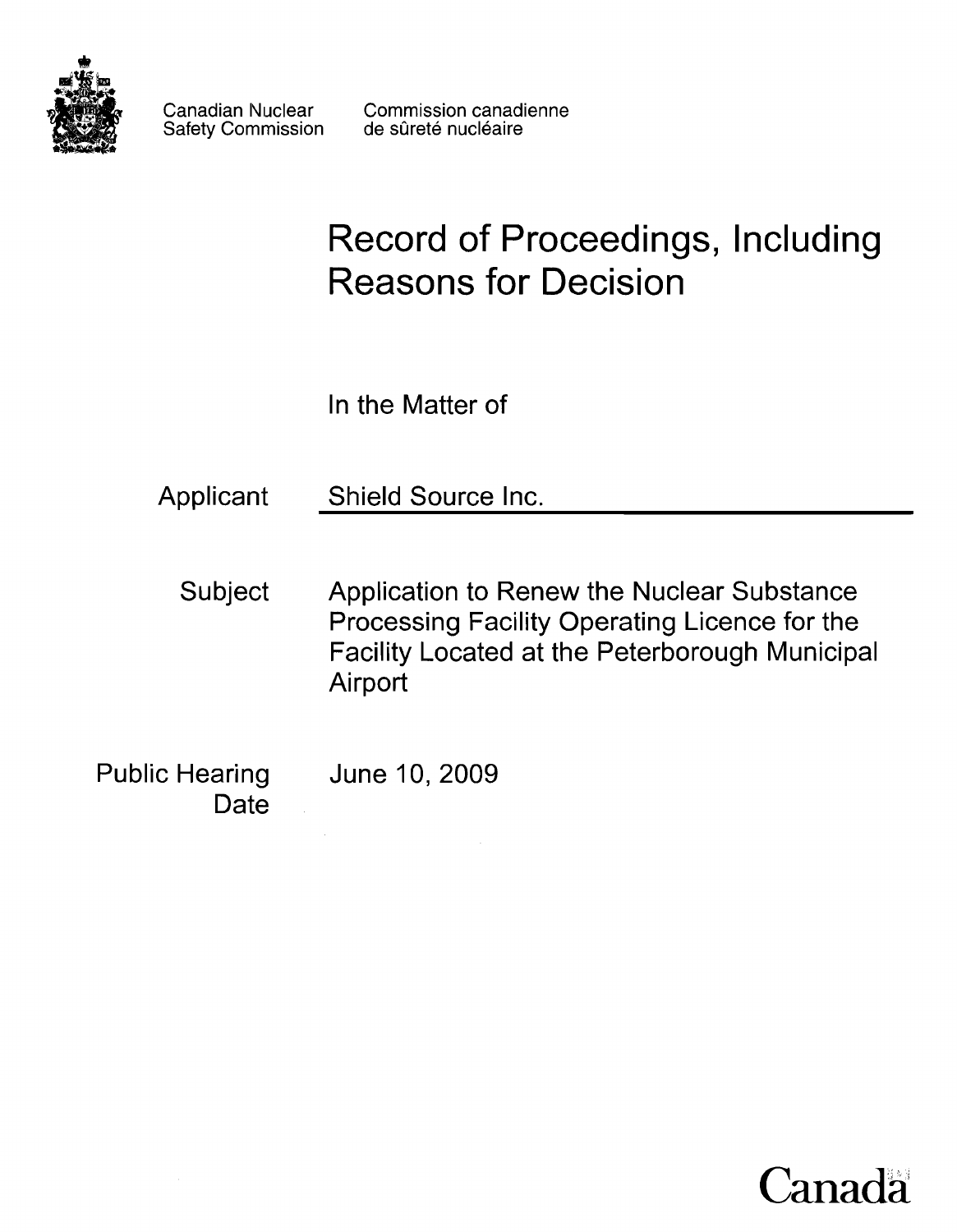Canadian Nuclear Safety Commission

Commission canadienne de sûreté nucléaire

# Record of Proceedings, Including Reasons for Decision

In the Matter of

**Applicant:** Shield Source Inc.

**Subject:** Application to Renew the Nuclear Substance Processing Facility Operating Licence for the Facility Located at the Peterborough Municipal Airport

**Public Hearing Date:** June 10, 2009

Canada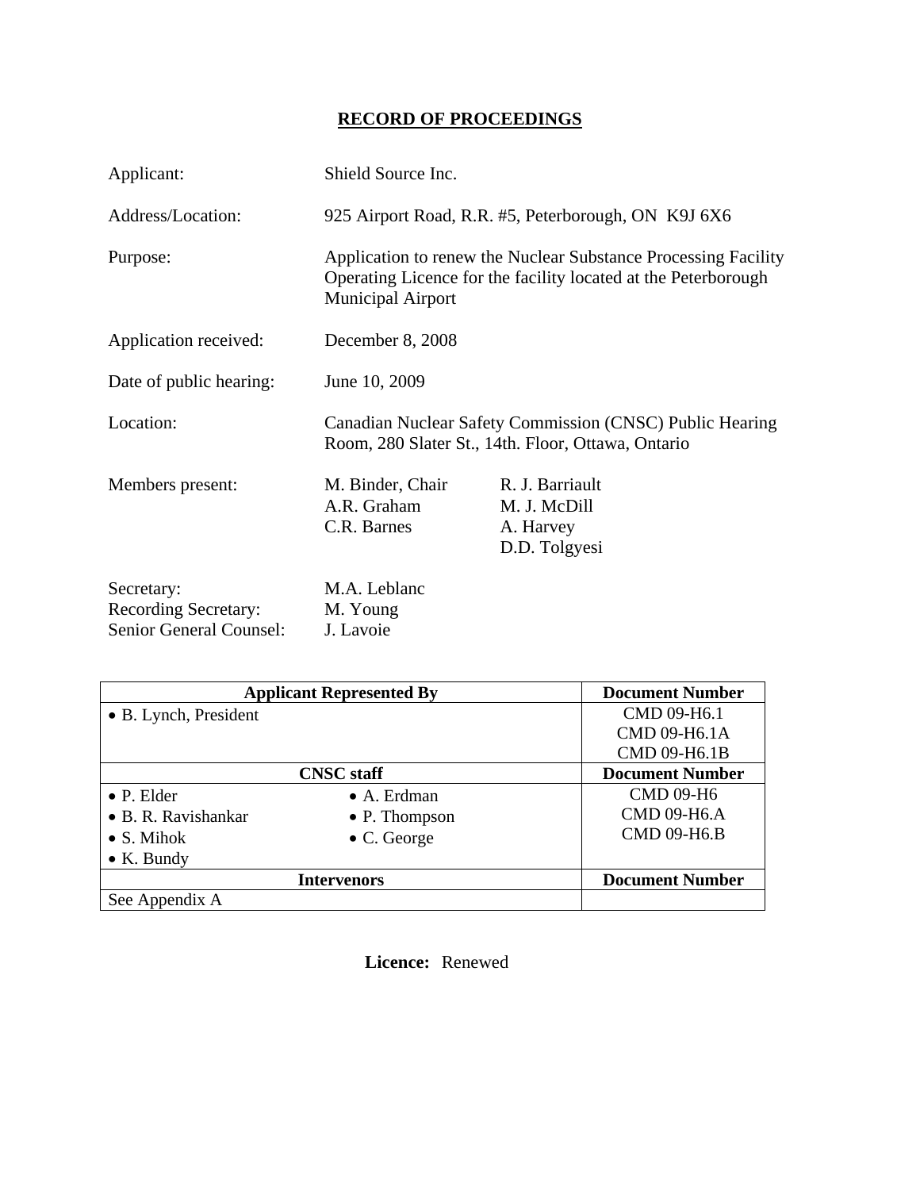# RECORD OF PROCEEDINGS

Applicant: Shield Source Inc.

Address/Location: 925 Airport Road, R.R. #5, Peterborough, ON K9J 6X6

Purpose: Application to renew the Nuclear Substance Processing Facility Operating Licence for the facility located at the Peterborough Municipal Airport

Application received: December 8, 2008

Date of public hearing: June 10, 2009

Location: Canadian Nuclear Safety Commission (CNSC) Public Hearing Room, 280 Slater St., 14th. Floor, Ottawa, Ontario

Members present:
- M. Binder, Chair
- A.R. Graham
- C.R. Barnes
- R. J. Barriault
- M. J. McDill
- A. Harvey
- D.D. Tolgyesi

Secretary: M.A. Leblanc
Recording Secretary: M. Young
Senior General Counsel: J. Lavoie

| Applicant Represented By | | Document Number |
|---|---|---|
| • B. Lynch, President | | CMD 09-H6.1<br>CMD 09-H6.1A<br>CMD 09-H6.1B |
| **CNSC staff** | | **Document Number** |
| • P. Elder<br>• B. R. Ravishankar<br>• S. Mihok<br>• K. Bundy | • A. Erdman<br>• P. Thompson<br>• C. George | CMD 09-H6<br>CMD 09-H6.A<br>CMD 09-H6.B |
| **Intervenors** | | **Document Number** |
| See Appendix A | | |

**Licence:** Renewed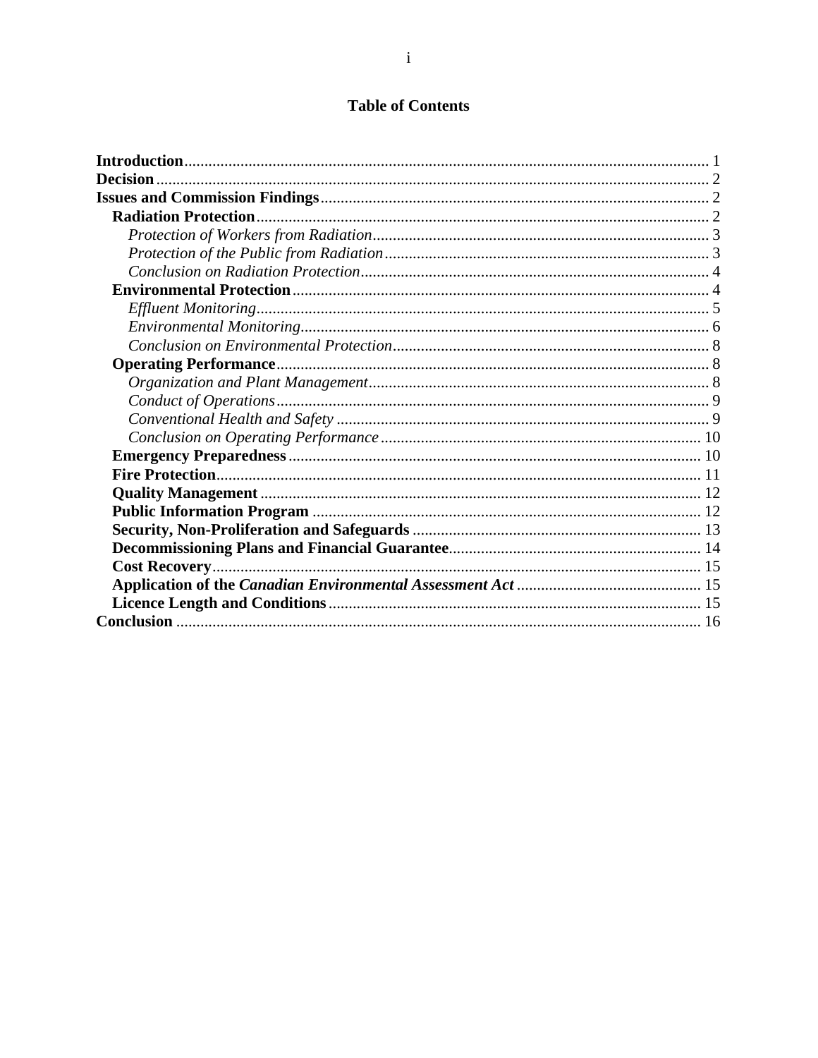# Table of Contents

**Introduction** .......... 1
**Decision** .......... 2
**Issues and Commission Findings** .......... 2
- **Radiation Protection** .......... 2
  - *Protection of Workers from Radiation* .......... 3
  - *Protection of the Public from Radiation* .......... 3
  - *Conclusion on Radiation Protection* .......... 4
- **Environmental Protection** .......... 4
  - *Effluent Monitoring* .......... 5
  - *Environmental Monitoring* .......... 6
  - *Conclusion on Environmental Protection* .......... 8
- **Operating Performance** .......... 8
  - *Organization and Plant Management* .......... 8
  - *Conduct of Operations* .......... 9
  - *Conventional Health and Safety* .......... 9
  - *Conclusion on Operating Performance* .......... 10
- **Emergency Preparedness** .......... 10
- **Fire Protection** .......... 11
- **Quality Management** .......... 12
- **Public Information Program** .......... 12
- **Security, Non-Proliferation and Safeguards** .......... 13
- **Decommissioning Plans and Financial Guarantee** .......... 14
- **Cost Recovery** .......... 15
- **Application of the *Canadian Environmental Assessment Act*** .......... 15
- **Licence Length and Conditions** .......... 15

**Conclusion** .......... 16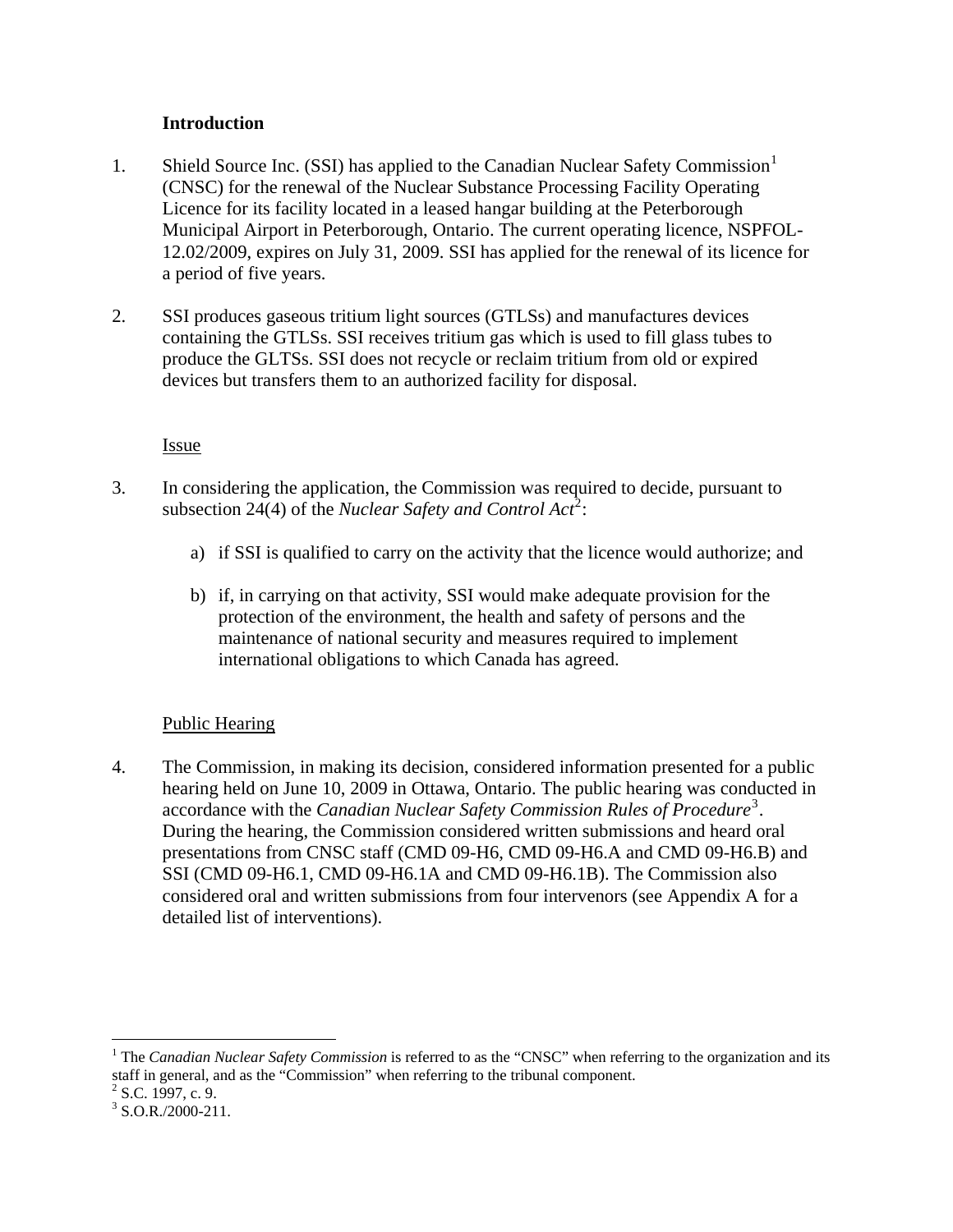**Introduction**

1. Shield Source Inc. (SSI) has applied to the Canadian Nuclear Safety Commission[1] (CNSC) for the renewal of the Nuclear Substance Processing Facility Operating Licence for its facility located in a leased hangar building at the Peterborough Municipal Airport in Peterborough, Ontario. The current operating licence, NSPFOL-12.02/2009, expires on July 31, 2009. SSI has applied for the renewal of its licence for a period of five years.

2. SSI produces gaseous tritium light sources (GTLSs) and manufactures devices containing the GTLSs. SSI receives tritium gas which is used to fill glass tubes to produce the GLTSs. SSI does not recycle or reclaim tritium from old or expired devices but transfers them to an authorized facility for disposal.

Issue

3. In considering the application, the Commission was required to decide, pursuant to subsection 24(4) of the *Nuclear Safety and Control Act*[2]:

   a) if SSI is qualified to carry on the activity that the licence would authorize; and

   b) if, in carrying on that activity, SSI would make adequate provision for the protection of the environment, the health and safety of persons and the maintenance of national security and measures required to implement international obligations to which Canada has agreed.

Public Hearing

4. The Commission, in making its decision, considered information presented for a public hearing held on June 10, 2009 in Ottawa, Ontario. The public hearing was conducted in accordance with the *Canadian Nuclear Safety Commission Rules of Procedure*[3]. During the hearing, the Commission considered written submissions and heard oral presentations from CNSC staff (CMD 09-H6, CMD 09-H6.A and CMD 09-H6.B) and SSI (CMD 09-H6.1, CMD 09-H6.1A and CMD 09-H6.1B). The Commission also considered oral and written submissions from four intervenors (see Appendix A for a detailed list of interventions).

---

[1] The *Canadian Nuclear Safety Commission* is referred to as the "CNSC" when referring to the organization and its staff in general, and as the "Commission" when referring to the tribunal component.

[2] S.C. 1997, c. 9.

[3] S.O.R./2000-211.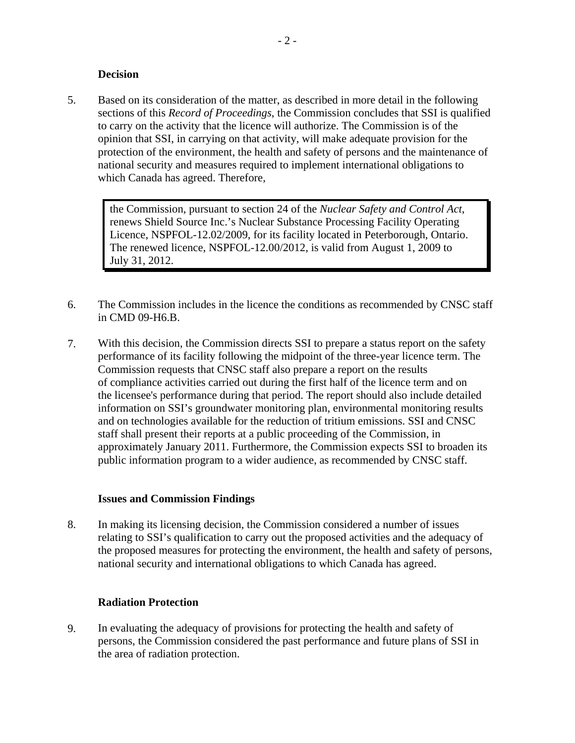### Decision

5. Based on its consideration of the matter, as described in more detail in the following sections of this *Record of Proceedings*, the Commission concludes that SSI is qualified to carry on the activity that the licence will authorize. The Commission is of the opinion that SSI, in carrying on that activity, will make adequate provision for the protection of the environment, the health and safety of persons and the maintenance of national security and measures required to implement international obligations to which Canada has agreed. Therefore,

> the Commission, pursuant to section 24 of the *Nuclear Safety and Control Act*, renews Shield Source Inc.'s Nuclear Substance Processing Facility Operating Licence, NSPFOL-12.02/2009, for its facility located in Peterborough, Ontario. The renewed licence, NSPFOL-12.00/2012, is valid from August 1, 2009 to July 31, 2012.

6. The Commission includes in the licence the conditions as recommended by CNSC staff in CMD 09-H6.B.

7. With this decision, the Commission directs SSI to prepare a status report on the safety performance of its facility following the midpoint of the three-year licence term. The Commission requests that CNSC staff also prepare a report on the results of compliance activities carried out during the first half of the licence term and on the licensee's performance during that period. The report should also include detailed information on SSI's groundwater monitoring plan, environmental monitoring results and on technologies available for the reduction of tritium emissions. SSI and CNSC staff shall present their reports at a public proceeding of the Commission, in approximately January 2011. Furthermore, the Commission expects SSI to broaden its public information program to a wider audience, as recommended by CNSC staff.

### Issues and Commission Findings

8. In making its licensing decision, the Commission considered a number of issues relating to SSI's qualification to carry out the proposed activities and the adequacy of the proposed measures for protecting the environment, the health and safety of persons, national security and international obligations to which Canada has agreed.

### Radiation Protection

9. In evaluating the adequacy of provisions for protecting the health and safety of persons, the Commission considered the past performance and future plans of SSI in the area of radiation protection.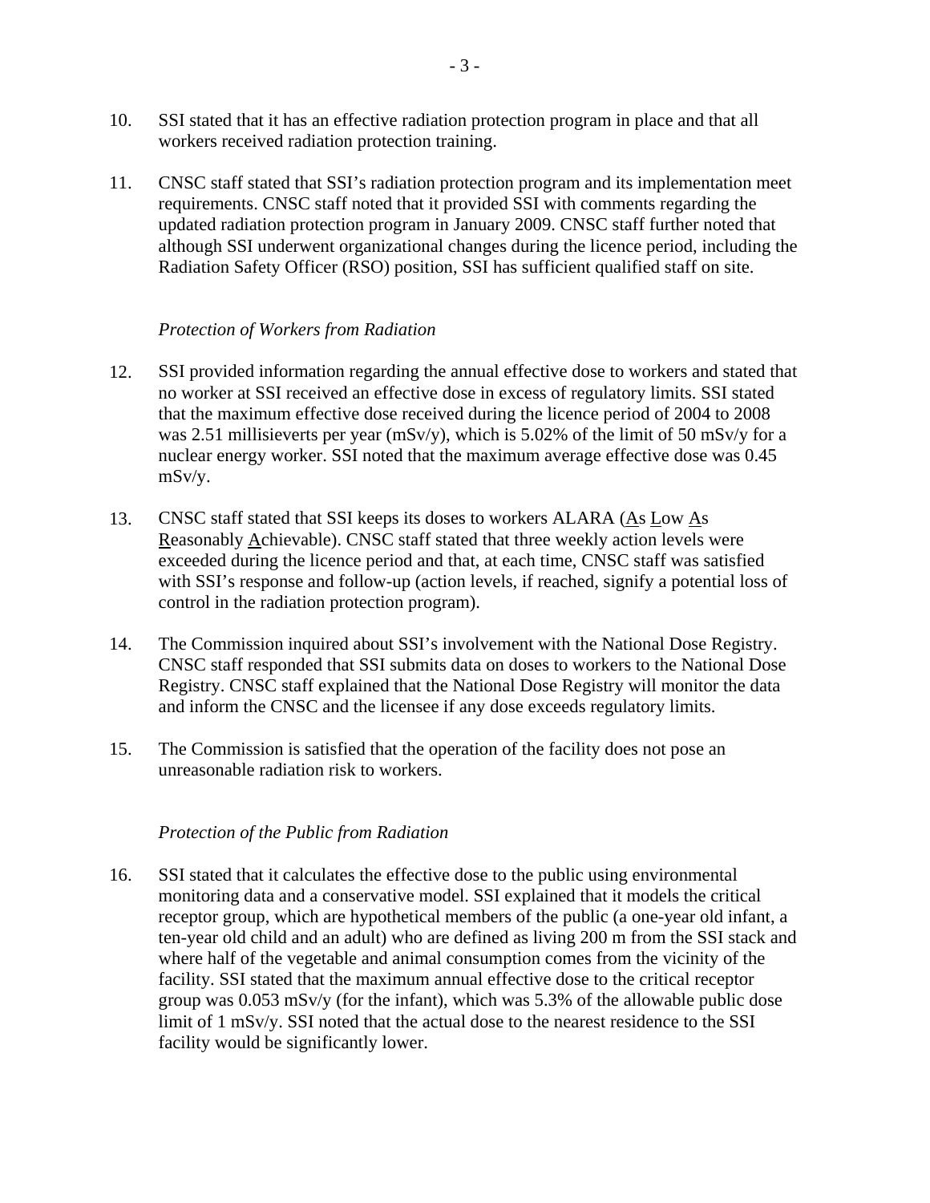10. SSI stated that it has an effective radiation protection program in place and that all workers received radiation protection training.

11. CNSC staff stated that SSI's radiation protection program and its implementation meet requirements. CNSC staff noted that it provided SSI with comments regarding the updated radiation protection program in January 2009. CNSC staff further noted that although SSI underwent organizational changes during the licence period, including the Radiation Safety Officer (RSO) position, SSI has sufficient qualified staff on site.

*Protection of Workers from Radiation*

12. SSI provided information regarding the annual effective dose to workers and stated that no worker at SSI received an effective dose in excess of regulatory limits. SSI stated that the maximum effective dose received during the licence period of 2004 to 2008 was 2.51 millisieverts per year (mSv/y), which is 5.02% of the limit of 50 mSv/y for a nuclear energy worker. SSI noted that the maximum average effective dose was 0.45 mSv/y.

13. CNSC staff stated that SSI keeps its doses to workers ALARA (As Low As Reasonably Achievable). CNSC staff stated that three weekly action levels were exceeded during the licence period and that, at each time, CNSC staff was satisfied with SSI's response and follow-up (action levels, if reached, signify a potential loss of control in the radiation protection program).

14. The Commission inquired about SSI's involvement with the National Dose Registry. CNSC staff responded that SSI submits data on doses to workers to the National Dose Registry. CNSC staff explained that the National Dose Registry will monitor the data and inform the CNSC and the licensee if any dose exceeds regulatory limits.

15. The Commission is satisfied that the operation of the facility does not pose an unreasonable radiation risk to workers.

*Protection of the Public from Radiation*

16. SSI stated that it calculates the effective dose to the public using environmental monitoring data and a conservative model. SSI explained that it models the critical receptor group, which are hypothetical members of the public (a one-year old infant, a ten-year old child and an adult) who are defined as living 200 m from the SSI stack and where half of the vegetable and animal consumption comes from the vicinity of the facility. SSI stated that the maximum annual effective dose to the critical receptor group was 0.053 mSv/y (for the infant), which was 5.3% of the allowable public dose limit of 1 mSv/y. SSI noted that the actual dose to the nearest residence to the SSI facility would be significantly lower.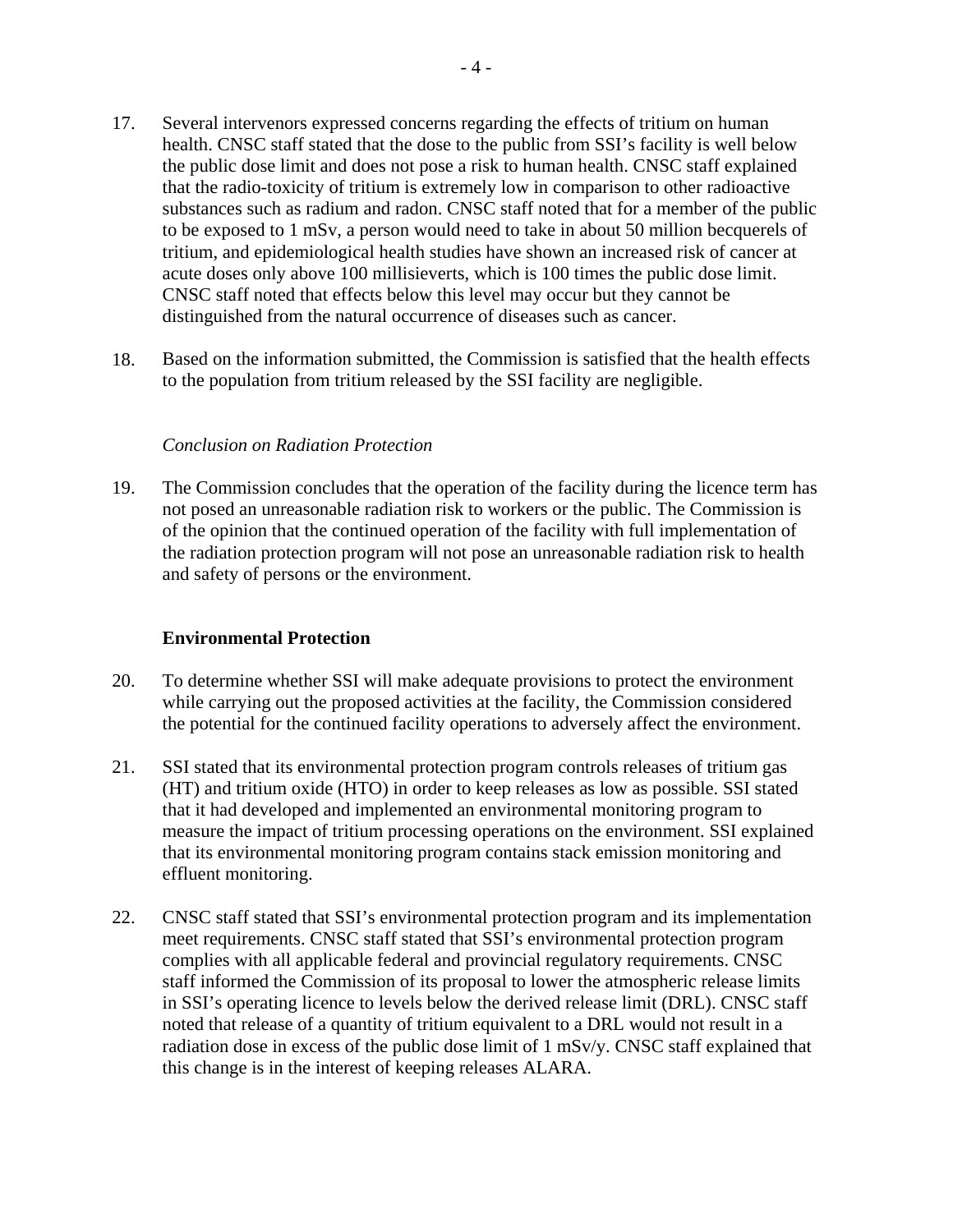17. Several intervenors expressed concerns regarding the effects of tritium on human health. CNSC staff stated that the dose to the public from SSI's facility is well below the public dose limit and does not pose a risk to human health. CNSC staff explained that the radio-toxicity of tritium is extremely low in comparison to other radioactive substances such as radium and radon. CNSC staff noted that for a member of the public to be exposed to 1 mSv, a person would need to take in about 50 million becquerels of tritium, and epidemiological health studies have shown an increased risk of cancer at acute doses only above 100 millisieverts, which is 100 times the public dose limit. CNSC staff noted that effects below this level may occur but they cannot be distinguished from the natural occurrence of diseases such as cancer.

18. Based on the information submitted, the Commission is satisfied that the health effects to the population from tritium released by the SSI facility are negligible.

*Conclusion on Radiation Protection*

19. The Commission concludes that the operation of the facility during the licence term has not posed an unreasonable radiation risk to workers or the public. The Commission is of the opinion that the continued operation of the facility with full implementation of the radiation protection program will not pose an unreasonable radiation risk to health and safety of persons or the environment.

**Environmental Protection**

20. To determine whether SSI will make adequate provisions to protect the environment while carrying out the proposed activities at the facility, the Commission considered the potential for the continued facility operations to adversely affect the environment.

21. SSI stated that its environmental protection program controls releases of tritium gas (HT) and tritium oxide (HTO) in order to keep releases as low as possible. SSI stated that it had developed and implemented an environmental monitoring program to measure the impact of tritium processing operations on the environment. SSI explained that its environmental monitoring program contains stack emission monitoring and effluent monitoring.

22. CNSC staff stated that SSI's environmental protection program and its implementation meet requirements. CNSC staff stated that SSI's environmental protection program complies with all applicable federal and provincial regulatory requirements. CNSC staff informed the Commission of its proposal to lower the atmospheric release limits in SSI's operating licence to levels below the derived release limit (DRL). CNSC staff noted that release of a quantity of tritium equivalent to a DRL would not result in a radiation dose in excess of the public dose limit of 1 mSv/y. CNSC staff explained that this change is in the interest of keeping releases ALARA.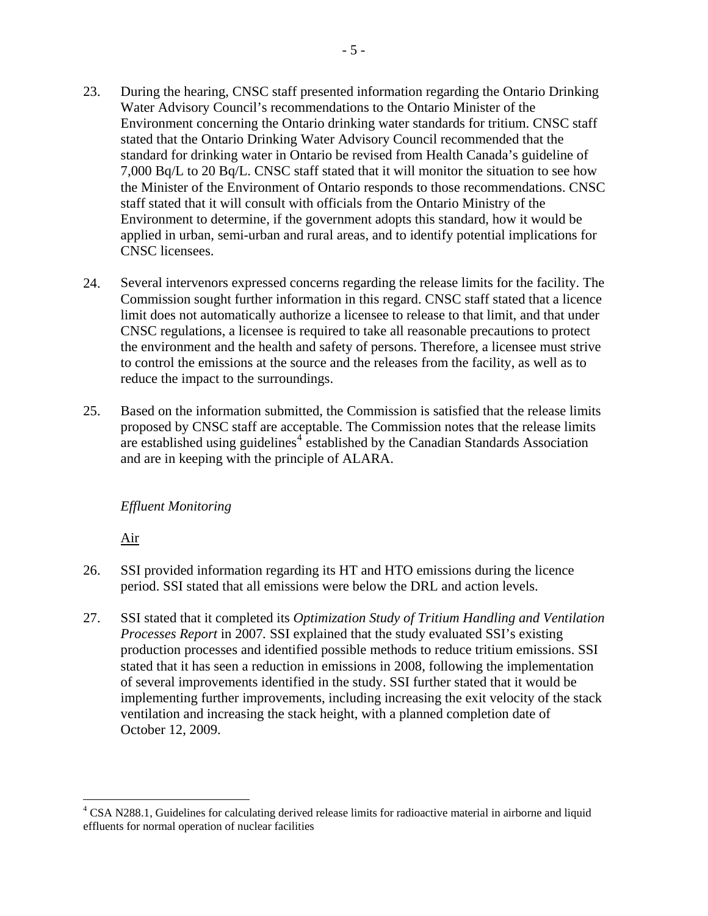23. During the hearing, CNSC staff presented information regarding the Ontario Drinking Water Advisory Council's recommendations to the Ontario Minister of the Environment concerning the Ontario drinking water standards for tritium. CNSC staff stated that the Ontario Drinking Water Advisory Council recommended that the standard for drinking water in Ontario be revised from Health Canada's guideline of 7,000 Bq/L to 20 Bq/L. CNSC staff stated that it will monitor the situation to see how the Minister of the Environment of Ontario responds to those recommendations. CNSC staff stated that it will consult with officials from the Ontario Ministry of the Environment to determine, if the government adopts this standard, how it would be applied in urban, semi-urban and rural areas, and to identify potential implications for CNSC licensees.

24. Several intervenors expressed concerns regarding the release limits for the facility. The Commission sought further information in this regard. CNSC staff stated that a licence limit does not automatically authorize a licensee to release to that limit, and that under CNSC regulations, a licensee is required to take all reasonable precautions to protect the environment and the health and safety of persons. Therefore, a licensee must strive to control the emissions at the source and the releases from the facility, as well as to reduce the impact to the surroundings.

25. Based on the information submitted, the Commission is satisfied that the release limits proposed by CNSC staff are acceptable. The Commission notes that the release limits are established using guidelines[4] established by the Canadian Standards Association and are in keeping with the principle of ALARA.

*Effluent Monitoring*

Air

26. SSI provided information regarding its HT and HTO emissions during the licence period. SSI stated that all emissions were below the DRL and action levels.

27. SSI stated that it completed its *Optimization Study of Tritium Handling and Ventilation Processes Report* in 2007. SSI explained that the study evaluated SSI's existing production processes and identified possible methods to reduce tritium emissions. SSI stated that it has seen a reduction in emissions in 2008, following the implementation of several improvements identified in the study. SSI further stated that it would be implementing further improvements, including increasing the exit velocity of the stack ventilation and increasing the stack height, with a planned completion date of October 12, 2009.

[4] CSA N288.1, Guidelines for calculating derived release limits for radioactive material in airborne and liquid effluents for normal operation of nuclear facilities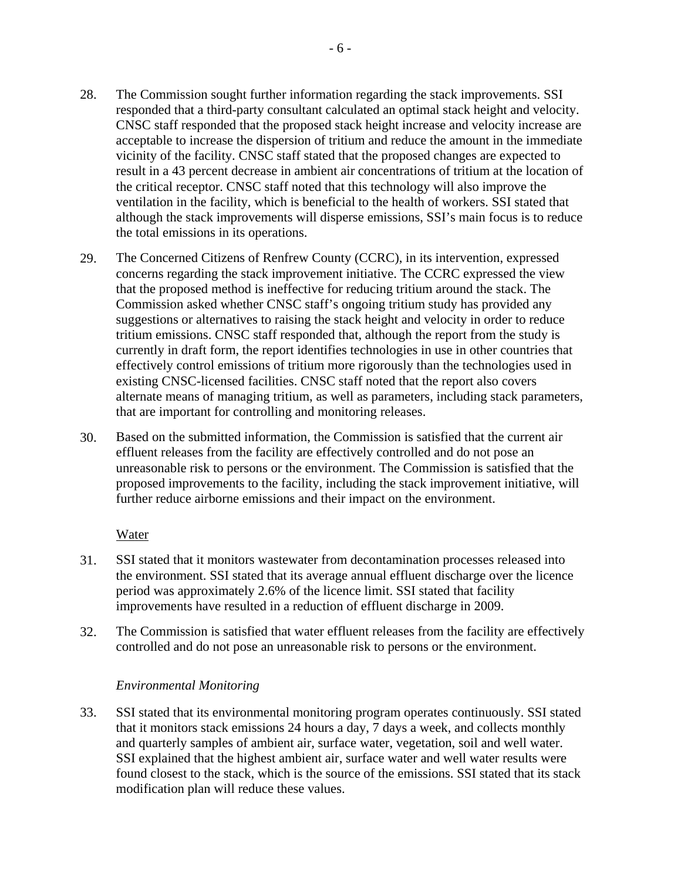28. The Commission sought further information regarding the stack improvements. SSI responded that a third-party consultant calculated an optimal stack height and velocity. CNSC staff responded that the proposed stack height increase and velocity increase are acceptable to increase the dispersion of tritium and reduce the amount in the immediate vicinity of the facility. CNSC staff stated that the proposed changes are expected to result in a 43 percent decrease in ambient air concentrations of tritium at the location of the critical receptor. CNSC staff noted that this technology will also improve the ventilation in the facility, which is beneficial to the health of workers. SSI stated that although the stack improvements will disperse emissions, SSI's main focus is to reduce the total emissions in its operations.

29. The Concerned Citizens of Renfrew County (CCRC), in its intervention, expressed concerns regarding the stack improvement initiative. The CCRC expressed the view that the proposed method is ineffective for reducing tritium around the stack. The Commission asked whether CNSC staff's ongoing tritium study has provided any suggestions or alternatives to raising the stack height and velocity in order to reduce tritium emissions. CNSC staff responded that, although the report from the study is currently in draft form, the report identifies technologies in use in other countries that effectively control emissions of tritium more rigorously than the technologies used in existing CNSC-licensed facilities. CNSC staff noted that the report also covers alternate means of managing tritium, as well as parameters, including stack parameters, that are important for controlling and monitoring releases.

30. Based on the submitted information, the Commission is satisfied that the current air effluent releases from the facility are effectively controlled and do not pose an unreasonable risk to persons or the environment. The Commission is satisfied that the proposed improvements to the facility, including the stack improvement initiative, will further reduce airborne emissions and their impact on the environment.

Water

31. SSI stated that it monitors wastewater from decontamination processes released into the environment. SSI stated that its average annual effluent discharge over the licence period was approximately 2.6% of the licence limit. SSI stated that facility improvements have resulted in a reduction of effluent discharge in 2009.

32. The Commission is satisfied that water effluent releases from the facility are effectively controlled and do not pose an unreasonable risk to persons or the environment.

*Environmental Monitoring*

33. SSI stated that its environmental monitoring program operates continuously. SSI stated that it monitors stack emissions 24 hours a day, 7 days a week, and collects monthly and quarterly samples of ambient air, surface water, vegetation, soil and well water. SSI explained that the highest ambient air, surface water and well water results were found closest to the stack, which is the source of the emissions. SSI stated that its stack modification plan will reduce these values.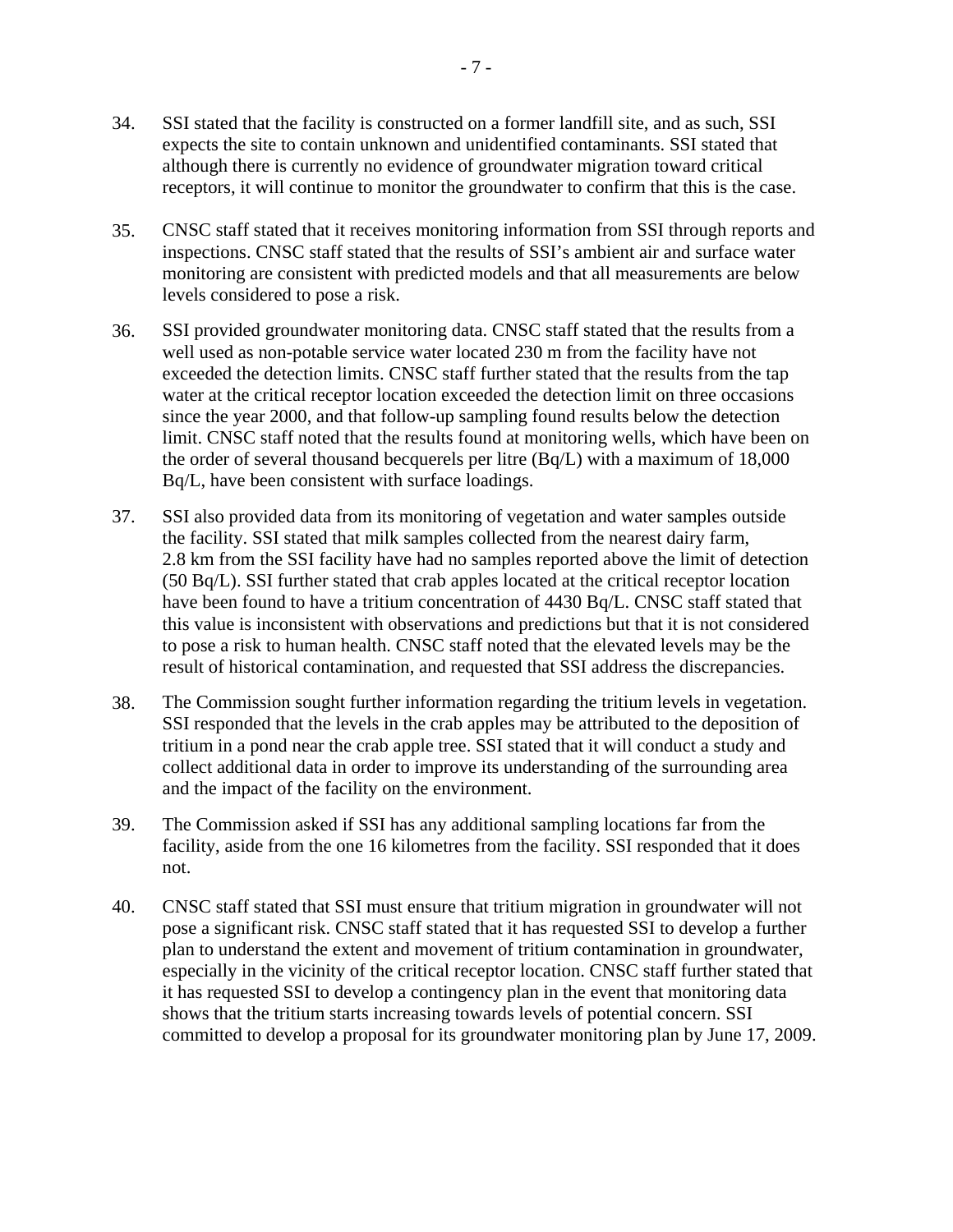34. SSI stated that the facility is constructed on a former landfill site, and as such, SSI expects the site to contain unknown and unidentified contaminants. SSI stated that although there is currently no evidence of groundwater migration toward critical receptors, it will continue to monitor the groundwater to confirm that this is the case.

35. CNSC staff stated that it receives monitoring information from SSI through reports and inspections. CNSC staff stated that the results of SSI's ambient air and surface water monitoring are consistent with predicted models and that all measurements are below levels considered to pose a risk.

36. SSI provided groundwater monitoring data. CNSC staff stated that the results from a well used as non-potable service water located 230 m from the facility have not exceeded the detection limits. CNSC staff further stated that the results from the tap water at the critical receptor location exceeded the detection limit on three occasions since the year 2000, and that follow-up sampling found results below the detection limit. CNSC staff noted that the results found at monitoring wells, which have been on the order of several thousand becquerels per litre (Bq/L) with a maximum of 18,000 Bq/L, have been consistent with surface loadings.

37. SSI also provided data from its monitoring of vegetation and water samples outside the facility. SSI stated that milk samples collected from the nearest dairy farm, 2.8 km from the SSI facility have had no samples reported above the limit of detection (50 Bq/L). SSI further stated that crab apples located at the critical receptor location have been found to have a tritium concentration of 4430 Bq/L. CNSC staff stated that this value is inconsistent with observations and predictions but that it is not considered to pose a risk to human health. CNSC staff noted that the elevated levels may be the result of historical contamination, and requested that SSI address the discrepancies.

38. The Commission sought further information regarding the tritium levels in vegetation. SSI responded that the levels in the crab apples may be attributed to the deposition of tritium in a pond near the crab apple tree. SSI stated that it will conduct a study and collect additional data in order to improve its understanding of the surrounding area and the impact of the facility on the environment.

39. The Commission asked if SSI has any additional sampling locations far from the facility, aside from the one 16 kilometres from the facility. SSI responded that it does not.

40. CNSC staff stated that SSI must ensure that tritium migration in groundwater will not pose a significant risk. CNSC staff stated that it has requested SSI to develop a further plan to understand the extent and movement of tritium contamination in groundwater, especially in the vicinity of the critical receptor location. CNSC staff further stated that it has requested SSI to develop a contingency plan in the event that monitoring data shows that the tritium starts increasing towards levels of potential concern. SSI committed to develop a proposal for its groundwater monitoring plan by June 17, 2009.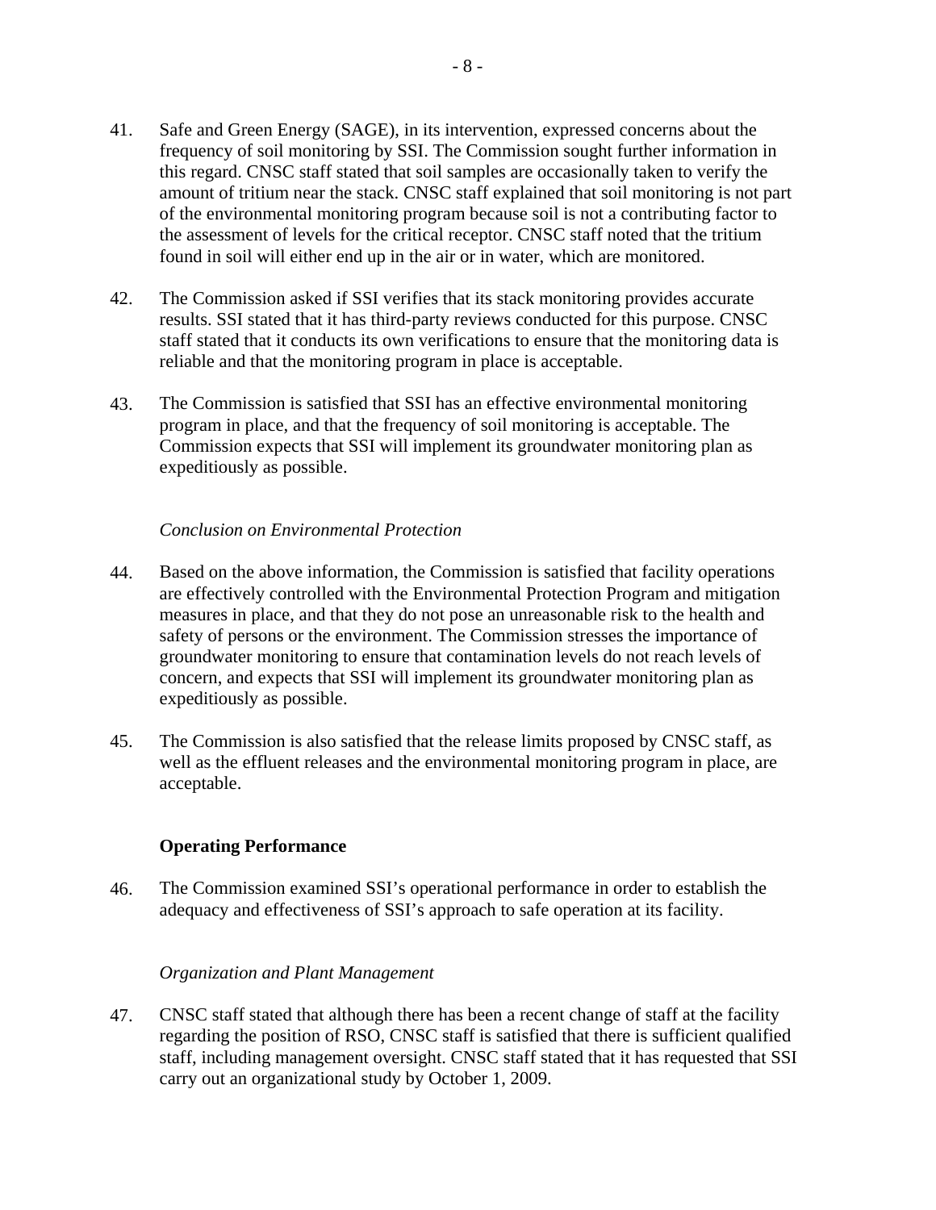41. Safe and Green Energy (SAGE), in its intervention, expressed concerns about the frequency of soil monitoring by SSI. The Commission sought further information in this regard. CNSC staff stated that soil samples are occasionally taken to verify the amount of tritium near the stack. CNSC staff explained that soil monitoring is not part of the environmental monitoring program because soil is not a contributing factor to the assessment of levels for the critical receptor. CNSC staff noted that the tritium found in soil will either end up in the air or in water, which are monitored.

42. The Commission asked if SSI verifies that its stack monitoring provides accurate results. SSI stated that it has third-party reviews conducted for this purpose. CNSC staff stated that it conducts its own verifications to ensure that the monitoring data is reliable and that the monitoring program in place is acceptable.

43. The Commission is satisfied that SSI has an effective environmental monitoring program in place, and that the frequency of soil monitoring is acceptable. The Commission expects that SSI will implement its groundwater monitoring plan as expeditiously as possible.

*Conclusion on Environmental Protection*

44. Based on the above information, the Commission is satisfied that facility operations are effectively controlled with the Environmental Protection Program and mitigation measures in place, and that they do not pose an unreasonable risk to the health and safety of persons or the environment. The Commission stresses the importance of groundwater monitoring to ensure that contamination levels do not reach levels of concern, and expects that SSI will implement its groundwater monitoring plan as expeditiously as possible.

45. The Commission is also satisfied that the release limits proposed by CNSC staff, as well as the effluent releases and the environmental monitoring program in place, are acceptable.

**Operating Performance**

46. The Commission examined SSI's operational performance in order to establish the adequacy and effectiveness of SSI's approach to safe operation at its facility.

*Organization and Plant Management*

47. CNSC staff stated that although there has been a recent change of staff at the facility regarding the position of RSO, CNSC staff is satisfied that there is sufficient qualified staff, including management oversight. CNSC staff stated that it has requested that SSI carry out an organizational study by October 1, 2009.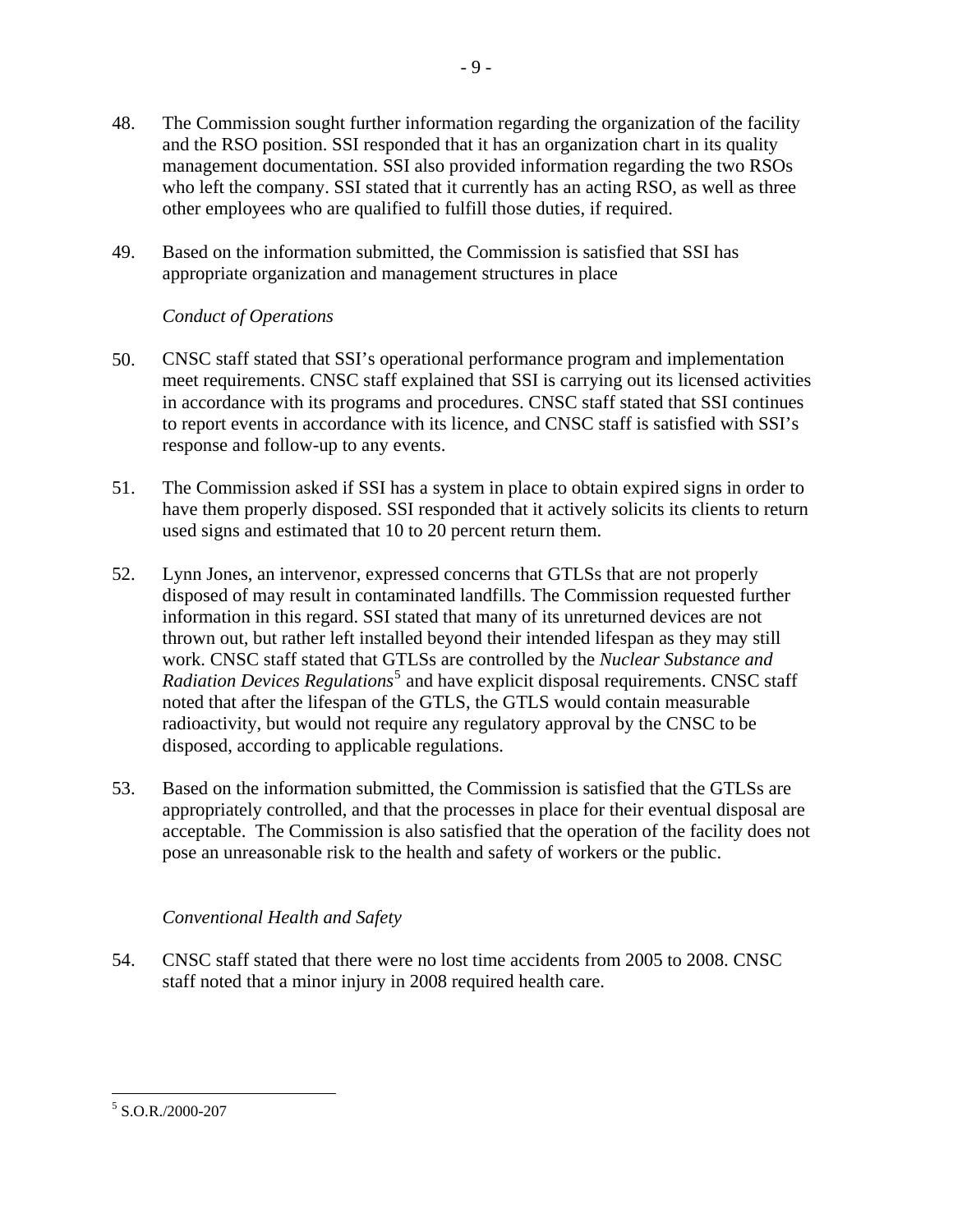48. The Commission sought further information regarding the organization of the facility and the RSO position. SSI responded that it has an organization chart in its quality management documentation. SSI also provided information regarding the two RSOs who left the company. SSI stated that it currently has an acting RSO, as well as three other employees who are qualified to fulfill those duties, if required.

49. Based on the information submitted, the Commission is satisfied that SSI has appropriate organization and management structures in place

*Conduct of Operations*

50. CNSC staff stated that SSI's operational performance program and implementation meet requirements. CNSC staff explained that SSI is carrying out its licensed activities in accordance with its programs and procedures. CNSC staff stated that SSI continues to report events in accordance with its licence, and CNSC staff is satisfied with SSI's response and follow-up to any events.

51. The Commission asked if SSI has a system in place to obtain expired signs in order to have them properly disposed. SSI responded that it actively solicits its clients to return used signs and estimated that 10 to 20 percent return them.

52. Lynn Jones, an intervenor, expressed concerns that GTLSs that are not properly disposed of may result in contaminated landfills. The Commission requested further information in this regard. SSI stated that many of its unreturned devices are not thrown out, but rather left installed beyond their intended lifespan as they may still work. CNSC staff stated that GTLSs are controlled by the *Nuclear Substance and Radiation Devices Regulations*[5] and have explicit disposal requirements. CNSC staff noted that after the lifespan of the GTLS, the GTLS would contain measurable radioactivity, but would not require any regulatory approval by the CNSC to be disposed, according to applicable regulations.

53. Based on the information submitted, the Commission is satisfied that the GTLSs are appropriately controlled, and that the processes in place for their eventual disposal are acceptable. The Commission is also satisfied that the operation of the facility does not pose an unreasonable risk to the health and safety of workers or the public.

*Conventional Health and Safety*

54. CNSC staff stated that there were no lost time accidents from 2005 to 2008. CNSC staff noted that a minor injury in 2008 required health care.

---

[5] S.O.R./2000-207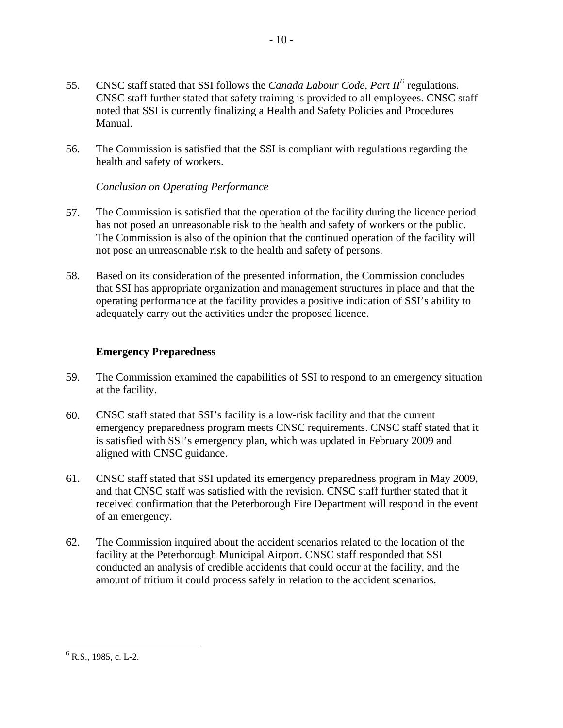55. CNSC staff stated that SSI follows the *Canada Labour Code, Part II*[6] regulations. CNSC staff further stated that safety training is provided to all employees. CNSC staff noted that SSI is currently finalizing a Health and Safety Policies and Procedures Manual.

56. The Commission is satisfied that the SSI is compliant with regulations regarding the health and safety of workers.

*Conclusion on Operating Performance*

57. The Commission is satisfied that the operation of the facility during the licence period has not posed an unreasonable risk to the health and safety of workers or the public. The Commission is also of the opinion that the continued operation of the facility will not pose an unreasonable risk to the health and safety of persons.

58. Based on its consideration of the presented information, the Commission concludes that SSI has appropriate organization and management structures in place and that the operating performance at the facility provides a positive indication of SSI's ability to adequately carry out the activities under the proposed licence.

**Emergency Preparedness**

59. The Commission examined the capabilities of SSI to respond to an emergency situation at the facility.

60. CNSC staff stated that SSI's facility is a low-risk facility and that the current emergency preparedness program meets CNSC requirements. CNSC staff stated that it is satisfied with SSI's emergency plan, which was updated in February 2009 and aligned with CNSC guidance.

61. CNSC staff stated that SSI updated its emergency preparedness program in May 2009, and that CNSC staff was satisfied with the revision. CNSC staff further stated that it received confirmation that the Peterborough Fire Department will respond in the event of an emergency.

62. The Commission inquired about the accident scenarios related to the location of the facility at the Peterborough Municipal Airport. CNSC staff responded that SSI conducted an analysis of credible accidents that could occur at the facility, and the amount of tritium it could process safely in relation to the accident scenarios.

---

[6] R.S., 1985, c. L-2.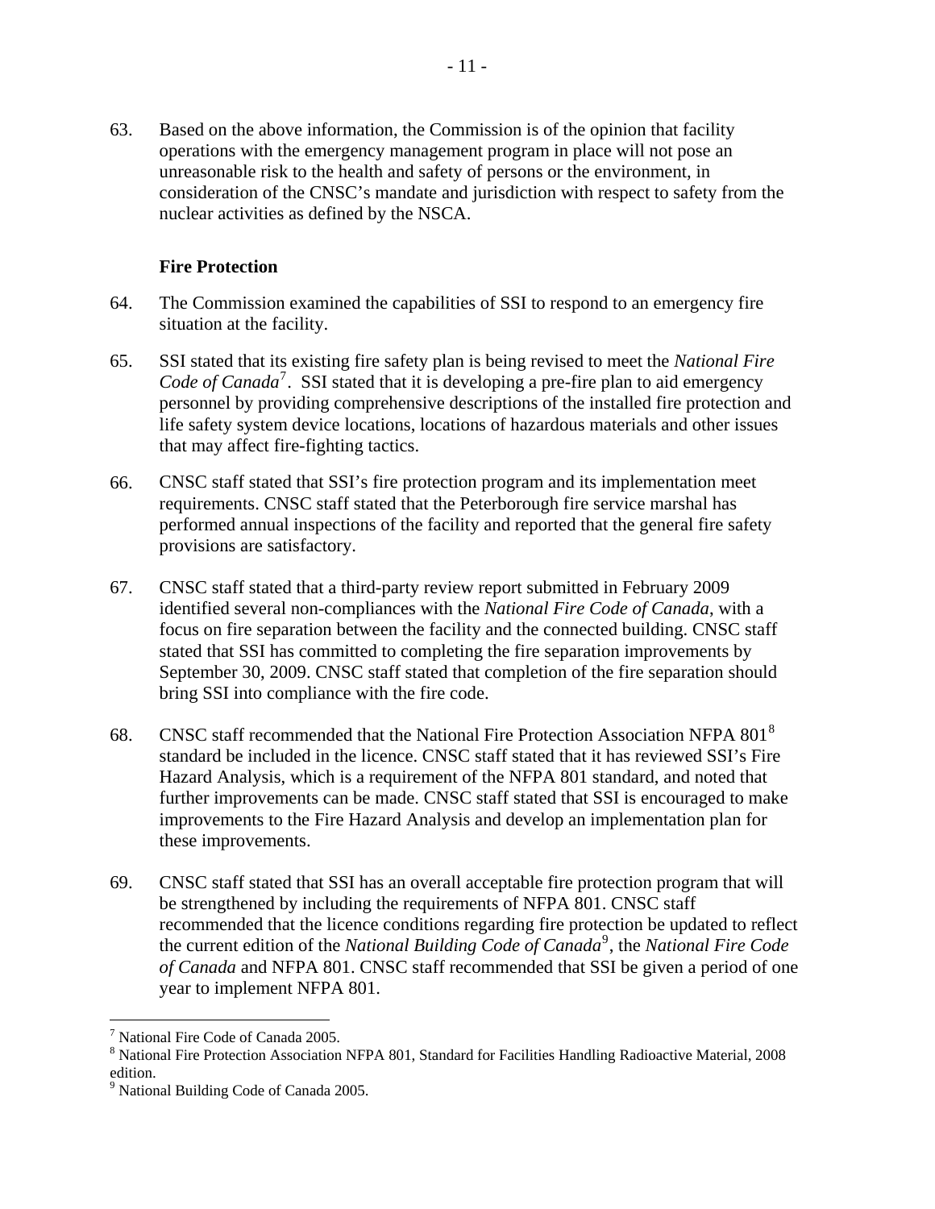63. Based on the above information, the Commission is of the opinion that facility operations with the emergency management program in place will not pose an unreasonable risk to the health and safety of persons or the environment, in consideration of the CNSC's mandate and jurisdiction with respect to safety from the nuclear activities as defined by the NSCA.

### Fire Protection

64. The Commission examined the capabilities of SSI to respond to an emergency fire situation at the facility.

65. SSI stated that its existing fire safety plan is being revised to meet the *National Fire Code of Canada*[7]. SSI stated that it is developing a pre-fire plan to aid emergency personnel by providing comprehensive descriptions of the installed fire protection and life safety system device locations, locations of hazardous materials and other issues that may affect fire-fighting tactics.

66. CNSC staff stated that SSI's fire protection program and its implementation meet requirements. CNSC staff stated that the Peterborough fire service marshal has performed annual inspections of the facility and reported that the general fire safety provisions are satisfactory.

67. CNSC staff stated that a third-party review report submitted in February 2009 identified several non-compliances with the *National Fire Code of Canada*, with a focus on fire separation between the facility and the connected building. CNSC staff stated that SSI has committed to completing the fire separation improvements by September 30, 2009. CNSC staff stated that completion of the fire separation should bring SSI into compliance with the fire code.

68. CNSC staff recommended that the National Fire Protection Association NFPA 801[8] standard be included in the licence. CNSC staff stated that it has reviewed SSI's Fire Hazard Analysis, which is a requirement of the NFPA 801 standard, and noted that further improvements can be made. CNSC staff stated that SSI is encouraged to make improvements to the Fire Hazard Analysis and develop an implementation plan for these improvements.

69. CNSC staff stated that SSI has an overall acceptable fire protection program that will be strengthened by including the requirements of NFPA 801. CNSC staff recommended that the licence conditions regarding fire protection be updated to reflect the current edition of the *National Building Code of Canada*[9], the *National Fire Code of Canada* and NFPA 801. CNSC staff recommended that SSI be given a period of one year to implement NFPA 801.

---

[7] National Fire Code of Canada 2005.

[8] National Fire Protection Association NFPA 801, Standard for Facilities Handling Radioactive Material, 2008 edition.

[9] National Building Code of Canada 2005.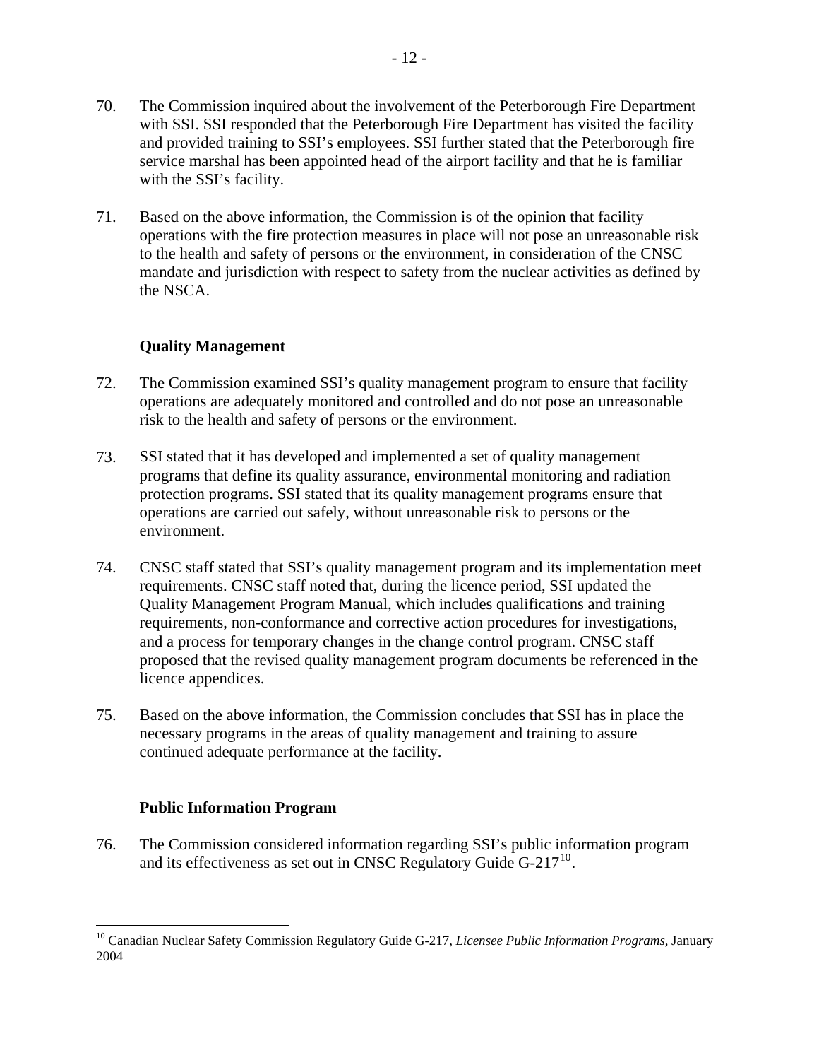70. The Commission inquired about the involvement of the Peterborough Fire Department with SSI. SSI responded that the Peterborough Fire Department has visited the facility and provided training to SSI's employees. SSI further stated that the Peterborough fire service marshal has been appointed head of the airport facility and that he is familiar with the SSI's facility.

71. Based on the above information, the Commission is of the opinion that facility operations with the fire protection measures in place will not pose an unreasonable risk to the health and safety of persons or the environment, in consideration of the CNSC mandate and jurisdiction with respect to safety from the nuclear activities as defined by the NSCA.

### Quality Management

72. The Commission examined SSI's quality management program to ensure that facility operations are adequately monitored and controlled and do not pose an unreasonable risk to the health and safety of persons or the environment.

73. SSI stated that it has developed and implemented a set of quality management programs that define its quality assurance, environmental monitoring and radiation protection programs. SSI stated that its quality management programs ensure that operations are carried out safely, without unreasonable risk to persons or the environment.

74. CNSC staff stated that SSI's quality management program and its implementation meet requirements. CNSC staff noted that, during the licence period, SSI updated the Quality Management Program Manual, which includes qualifications and training requirements, non-conformance and corrective action procedures for investigations, and a process for temporary changes in the change control program. CNSC staff proposed that the revised quality management program documents be referenced in the licence appendices.

75. Based on the above information, the Commission concludes that SSI has in place the necessary programs in the areas of quality management and training to assure continued adequate performance at the facility.

### Public Information Program

76. The Commission considered information regarding SSI's public information program and its effectiveness as set out in CNSC Regulatory Guide G-217[10].

---

[10] Canadian Nuclear Safety Commission Regulatory Guide G-217, *Licensee Public Information Programs*, January 2004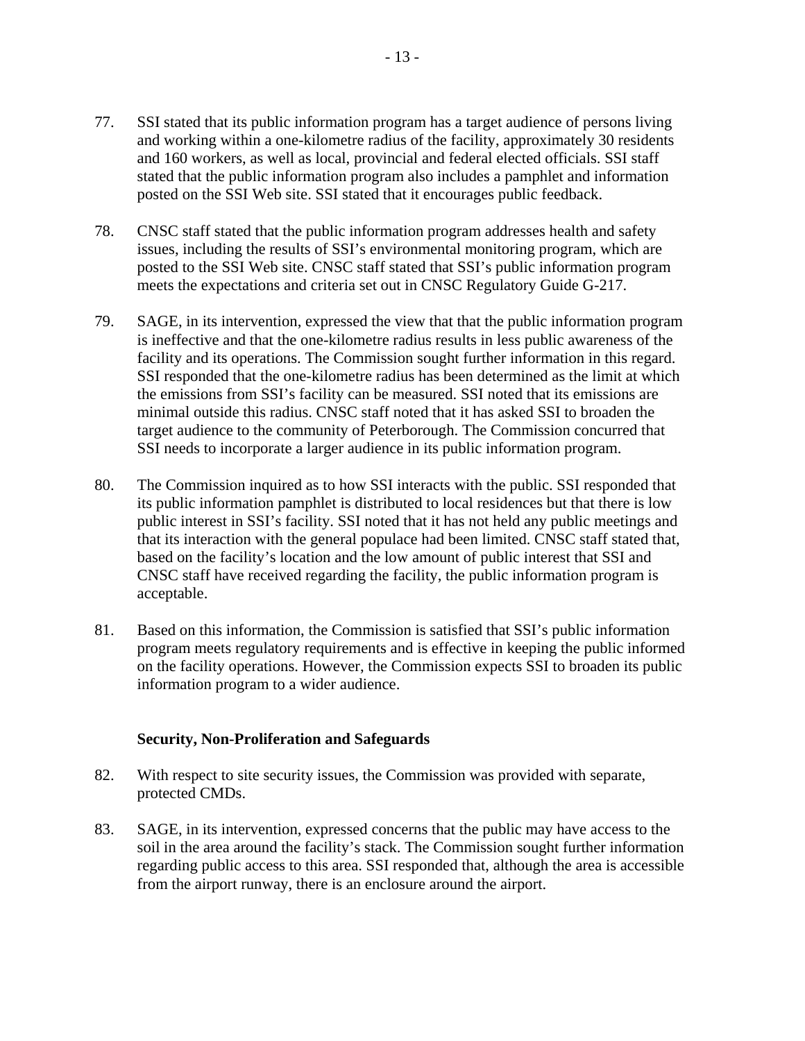77. SSI stated that its public information program has a target audience of persons living and working within a one-kilometre radius of the facility, approximately 30 residents and 160 workers, as well as local, provincial and federal elected officials. SSI staff stated that the public information program also includes a pamphlet and information posted on the SSI Web site. SSI stated that it encourages public feedback.

78. CNSC staff stated that the public information program addresses health and safety issues, including the results of SSI's environmental monitoring program, which are posted to the SSI Web site. CNSC staff stated that SSI's public information program meets the expectations and criteria set out in CNSC Regulatory Guide G-217.

79. SAGE, in its intervention, expressed the view that that the public information program is ineffective and that the one-kilometre radius results in less public awareness of the facility and its operations. The Commission sought further information in this regard. SSI responded that the one-kilometre radius has been determined as the limit at which the emissions from SSI's facility can be measured. SSI noted that its emissions are minimal outside this radius. CNSC staff noted that it has asked SSI to broaden the target audience to the community of Peterborough. The Commission concurred that SSI needs to incorporate a larger audience in its public information program.

80. The Commission inquired as to how SSI interacts with the public. SSI responded that its public information pamphlet is distributed to local residences but that there is low public interest in SSI's facility. SSI noted that it has not held any public meetings and that its interaction with the general populace had been limited. CNSC staff stated that, based on the facility's location and the low amount of public interest that SSI and CNSC staff have received regarding the facility, the public information program is acceptable.

81. Based on this information, the Commission is satisfied that SSI's public information program meets regulatory requirements and is effective in keeping the public informed on the facility operations. However, the Commission expects SSI to broaden its public information program to a wider audience.

**Security, Non-Proliferation and Safeguards**

82. With respect to site security issues, the Commission was provided with separate, protected CMDs.

83. SAGE, in its intervention, expressed concerns that the public may have access to the soil in the area around the facility's stack. The Commission sought further information regarding public access to this area. SSI responded that, although the area is accessible from the airport runway, there is an enclosure around the airport.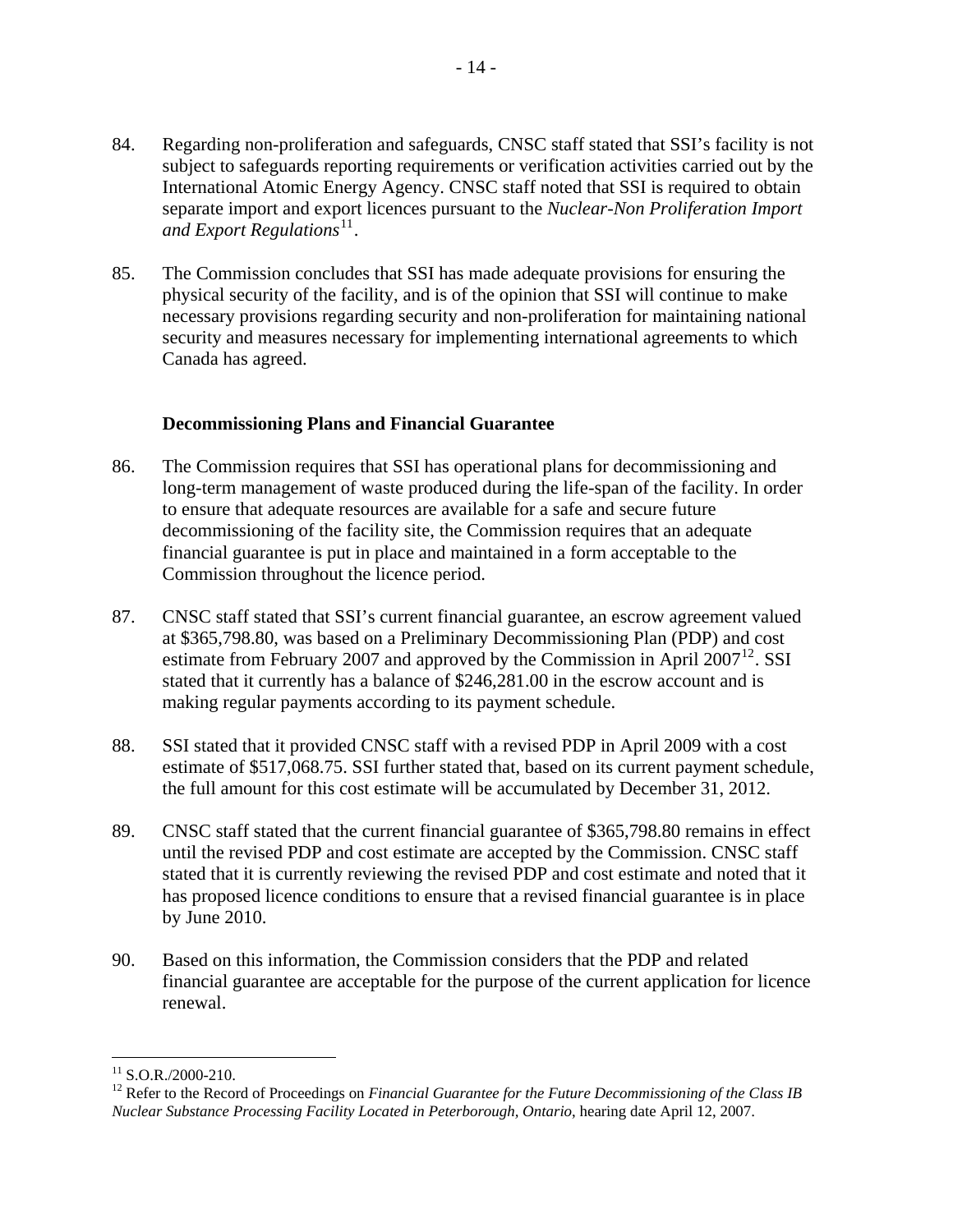84. Regarding non-proliferation and safeguards, CNSC staff stated that SSI's facility is not subject to safeguards reporting requirements or verification activities carried out by the International Atomic Energy Agency. CNSC staff noted that SSI is required to obtain separate import and export licences pursuant to the *Nuclear-Non Proliferation Import and Export Regulations*[11].

85. The Commission concludes that SSI has made adequate provisions for ensuring the physical security of the facility, and is of the opinion that SSI will continue to make necessary provisions regarding security and non-proliferation for maintaining national security and measures necessary for implementing international agreements to which Canada has agreed.

**Decommissioning Plans and Financial Guarantee**

86. The Commission requires that SSI has operational plans for decommissioning and long-term management of waste produced during the life-span of the facility. In order to ensure that adequate resources are available for a safe and secure future decommissioning of the facility site, the Commission requires that an adequate financial guarantee is put in place and maintained in a form acceptable to the Commission throughout the licence period.

87. CNSC staff stated that SSI's current financial guarantee, an escrow agreement valued at $365,798.80, was based on a Preliminary Decommissioning Plan (PDP) and cost estimate from February 2007 and approved by the Commission in April 2007[12]. SSI stated that it currently has a balance of $246,281.00 in the escrow account and is making regular payments according to its payment schedule.

88. SSI stated that it provided CNSC staff with a revised PDP in April 2009 with a cost estimate of $517,068.75. SSI further stated that, based on its current payment schedule, the full amount for this cost estimate will be accumulated by December 31, 2012.

89. CNSC staff stated that the current financial guarantee of $365,798.80 remains in effect until the revised PDP and cost estimate are accepted by the Commission. CNSC staff stated that it is currently reviewing the revised PDP and cost estimate and noted that it has proposed licence conditions to ensure that a revised financial guarantee is in place by June 2010.

90. Based on this information, the Commission considers that the PDP and related financial guarantee are acceptable for the purpose of the current application for licence renewal.

---

[11] S.O.R./2000-210.

[12] Refer to the Record of Proceedings on *Financial Guarantee for the Future Decommissioning of the Class IB Nuclear Substance Processing Facility Located in Peterborough, Ontario*, hearing date April 12, 2007.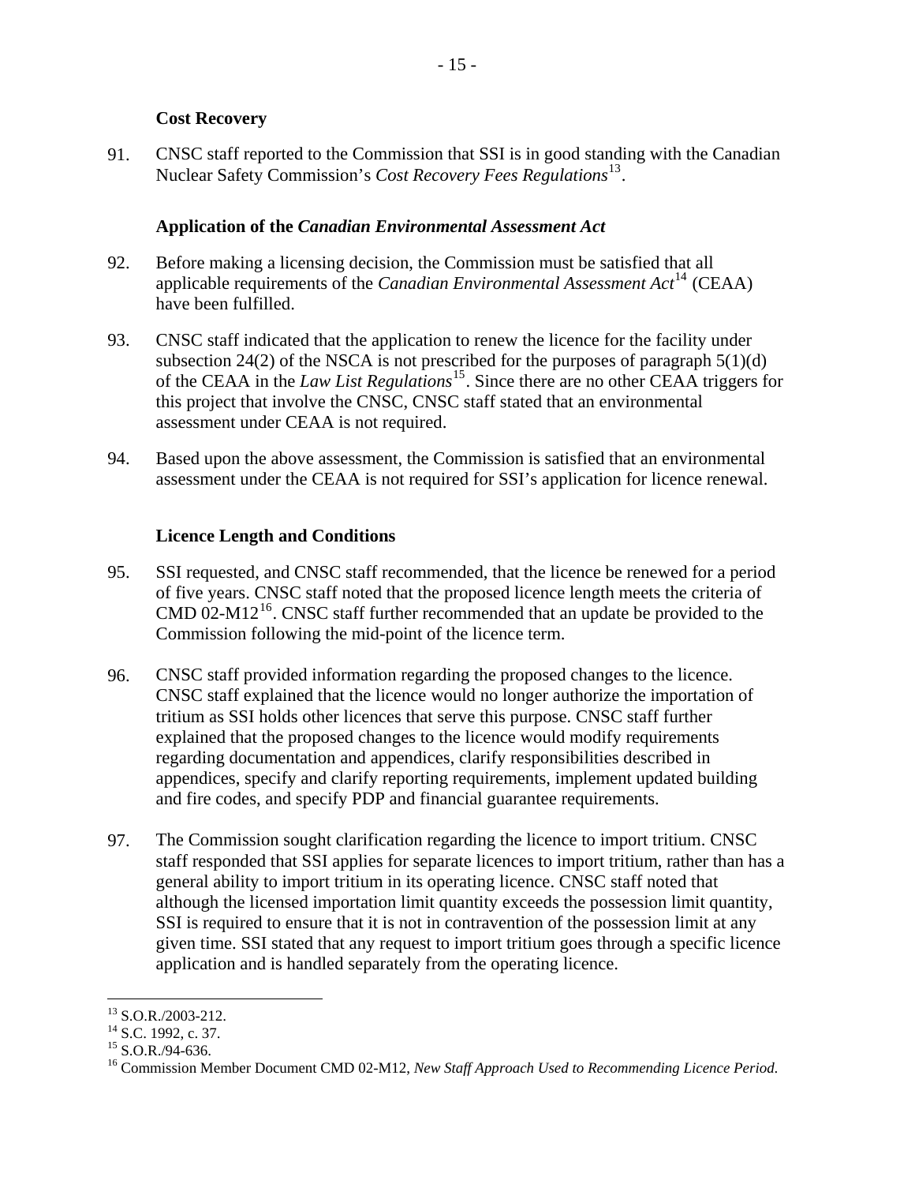### Cost Recovery

91. CNSC staff reported to the Commission that SSI is in good standing with the Canadian Nuclear Safety Commission's *Cost Recovery Fees Regulations*[13].

### Application of the *Canadian Environmental Assessment Act*

92. Before making a licensing decision, the Commission must be satisfied that all applicable requirements of the *Canadian Environmental Assessment Act*[14] (CEAA) have been fulfilled.

93. CNSC staff indicated that the application to renew the licence for the facility under subsection 24(2) of the NSCA is not prescribed for the purposes of paragraph 5(1)(d) of the CEAA in the *Law List Regulations*[15]. Since there are no other CEAA triggers for this project that involve the CNSC, CNSC staff stated that an environmental assessment under CEAA is not required.

94. Based upon the above assessment, the Commission is satisfied that an environmental assessment under the CEAA is not required for SSI's application for licence renewal.

### Licence Length and Conditions

95. SSI requested, and CNSC staff recommended, that the licence be renewed for a period of five years. CNSC staff noted that the proposed licence length meets the criteria of CMD 02-M12[16]. CNSC staff further recommended that an update be provided to the Commission following the mid-point of the licence term.

96. CNSC staff provided information regarding the proposed changes to the licence. CNSC staff explained that the licence would no longer authorize the importation of tritium as SSI holds other licences that serve this purpose. CNSC staff further explained that the proposed changes to the licence would modify requirements regarding documentation and appendices, clarify responsibilities described in appendices, specify and clarify reporting requirements, implement updated building and fire codes, and specify PDP and financial guarantee requirements.

97. The Commission sought clarification regarding the licence to import tritium. CNSC staff responded that SSI applies for separate licences to import tritium, rather than has a general ability to import tritium in its operating licence. CNSC staff noted that although the licensed importation limit quantity exceeds the possession limit quantity, SSI is required to ensure that it is not in contravention of the possession limit at any given time. SSI stated that any request to import tritium goes through a specific licence application and is handled separately from the operating licence.

---

[13] S.O.R./2003-212.

[14] S.C. 1992, c. 37.

[15] S.O.R./94-636.

[16] Commission Member Document CMD 02-M12, *New Staff Approach Used to Recommending Licence Period.*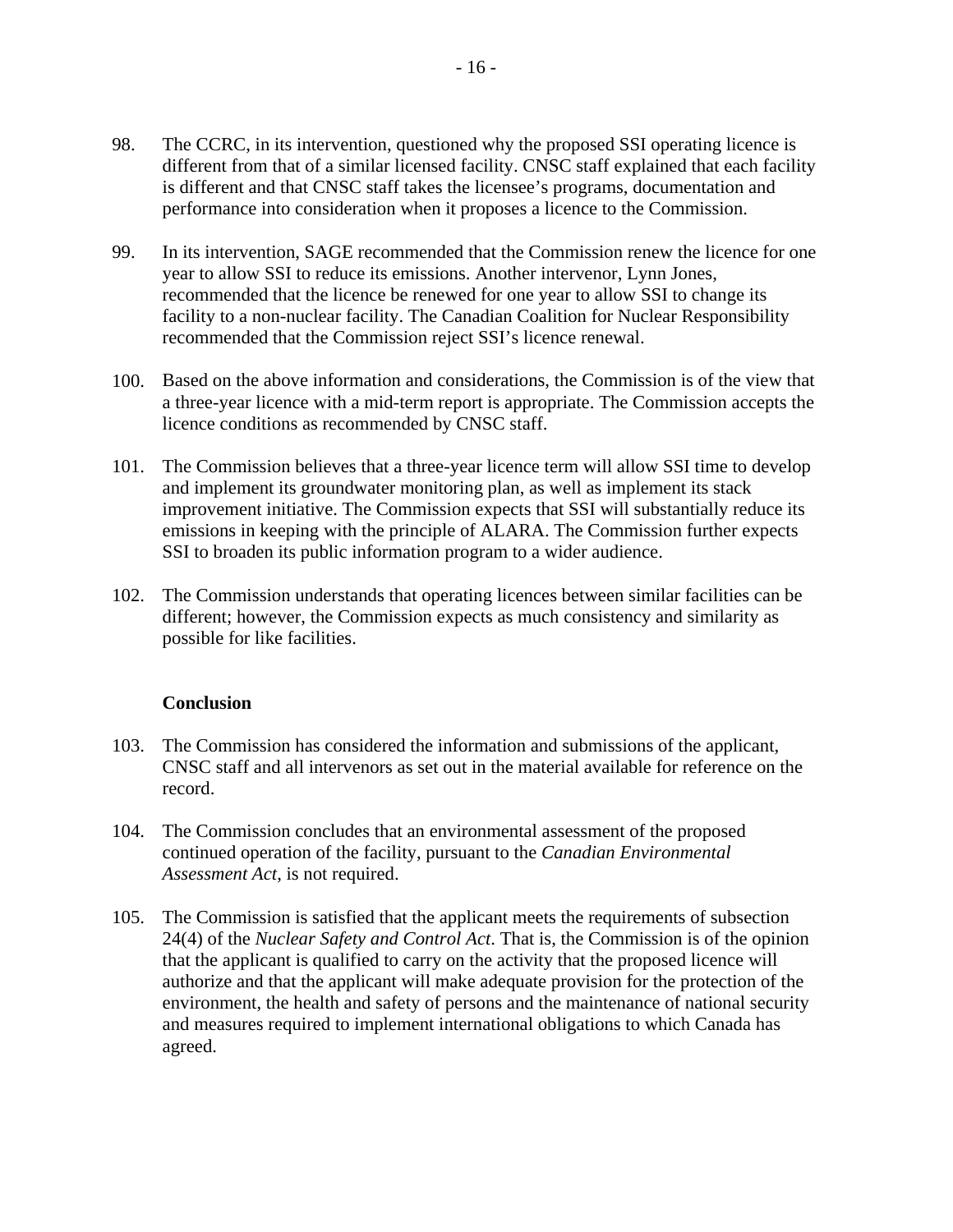98. The CCRC, in its intervention, questioned why the proposed SSI operating licence is different from that of a similar licensed facility. CNSC staff explained that each facility is different and that CNSC staff takes the licensee's programs, documentation and performance into consideration when it proposes a licence to the Commission.

99. In its intervention, SAGE recommended that the Commission renew the licence for one year to allow SSI to reduce its emissions. Another intervenor, Lynn Jones, recommended that the licence be renewed for one year to allow SSI to change its facility to a non-nuclear facility. The Canadian Coalition for Nuclear Responsibility recommended that the Commission reject SSI's licence renewal.

100. Based on the above information and considerations, the Commission is of the view that a three-year licence with a mid-term report is appropriate. The Commission accepts the licence conditions as recommended by CNSC staff.

101. The Commission believes that a three-year licence term will allow SSI time to develop and implement its groundwater monitoring plan, as well as implement its stack improvement initiative. The Commission expects that SSI will substantially reduce its emissions in keeping with the principle of ALARA. The Commission further expects SSI to broaden its public information program to a wider audience.

102. The Commission understands that operating licences between similar facilities can be different; however, the Commission expects as much consistency and similarity as possible for like facilities.

**Conclusion**

103. The Commission has considered the information and submissions of the applicant, CNSC staff and all intervenors as set out in the material available for reference on the record.

104. The Commission concludes that an environmental assessment of the proposed continued operation of the facility, pursuant to the *Canadian Environmental Assessment Act*, is not required.

105. The Commission is satisfied that the applicant meets the requirements of subsection 24(4) of the *Nuclear Safety and Control Act*. That is, the Commission is of the opinion that the applicant is qualified to carry on the activity that the proposed licence will authorize and that the applicant will make adequate provision for the protection of the environment, the health and safety of persons and the maintenance of national security and measures required to implement international obligations to which Canada has agreed.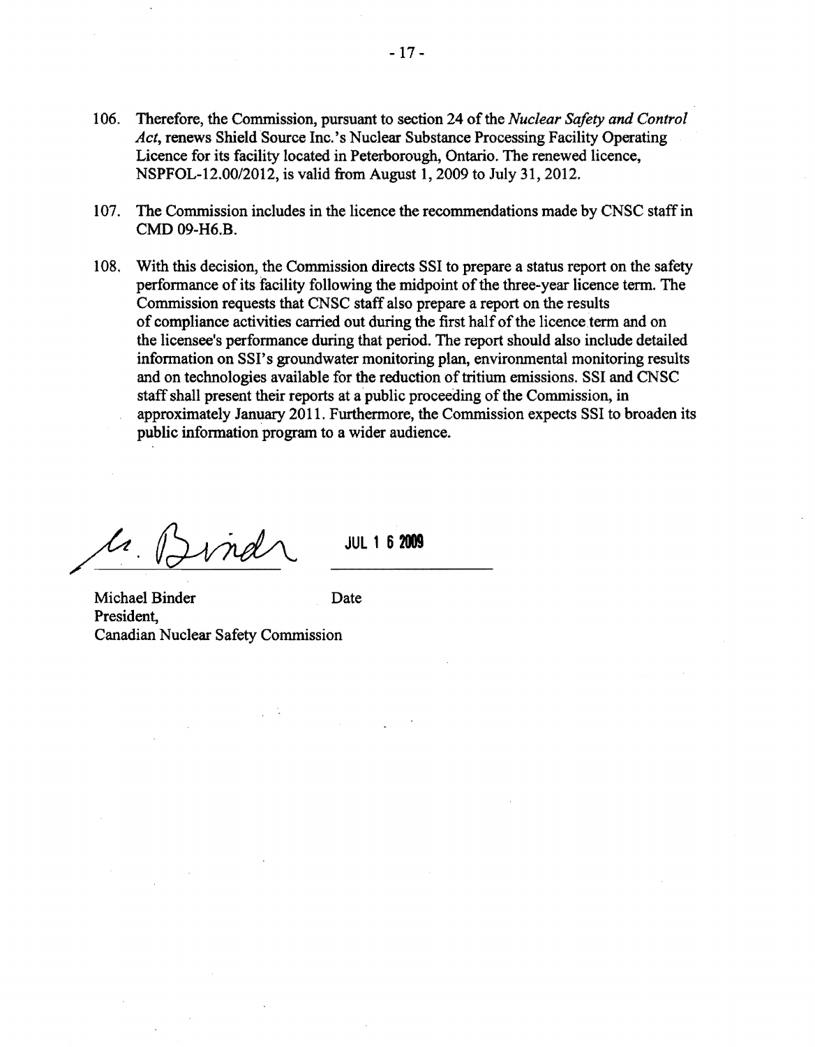106. Therefore, the Commission, pursuant to section 24 of the *Nuclear Safety and Control Act*, renews Shield Source Inc.'s Nuclear Substance Processing Facility Operating Licence for its facility located in Peterborough, Ontario. The renewed licence, NSPFOL-12.00/2012, is valid from August 1, 2009 to July 31, 2012.

107. The Commission includes in the licence the recommendations made by CNSC staff in CMD 09-H6.B.

108. With this decision, the Commission directs SSI to prepare a status report on the safety performance of its facility following the midpoint of the three-year licence term. The Commission requests that CNSC staff also prepare a report on the results of compliance activities carried out during the first half of the licence term and on the licensee's performance during that period. The report should also include detailed information on SSI's groundwater monitoring plan, environmental monitoring results and on technologies available for the reduction of tritium emissions. SSI and CNSC staff shall present their reports at a public proceeding of the Commission, in approximately January 2011. Furthermore, the Commission expects SSI to broaden its public information program to a wider audience.

M. Binder — JUL 16 2009

Michael Binder — Date
President,
Canadian Nuclear Safety Commission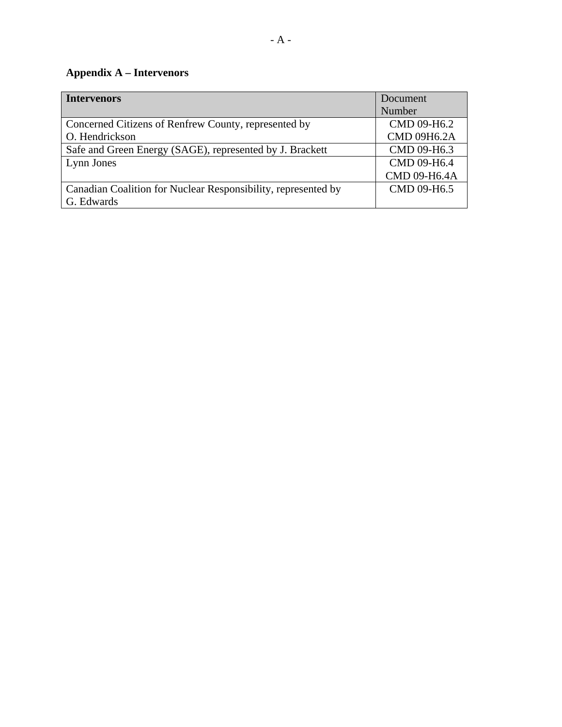## Appendix A – Intervenors

| Intervenors | Document Number |
|---|---|
| Concerned Citizens of Renfrew County, represented by O. Hendrickson | CMD 09-H6.2<br>CMD 09H6.2A |
| Safe and Green Energy (SAGE), represented by J. Brackett | CMD 09-H6.3 |
| Lynn Jones | CMD 09-H6.4<br>CMD 09-H6.4A |
| Canadian Coalition for Nuclear Responsibility, represented by G. Edwards | CMD 09-H6.5 |